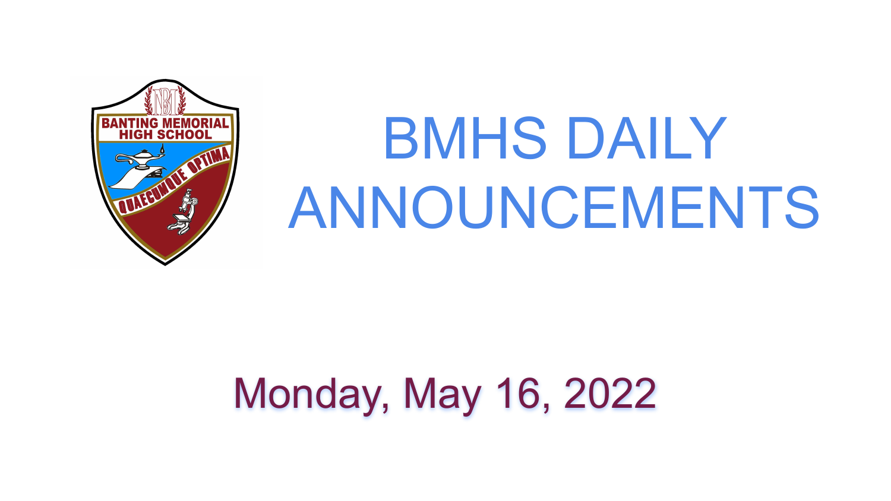# BMHS DAILY ANNOUNCEMENTS

Monday, May 16, 2022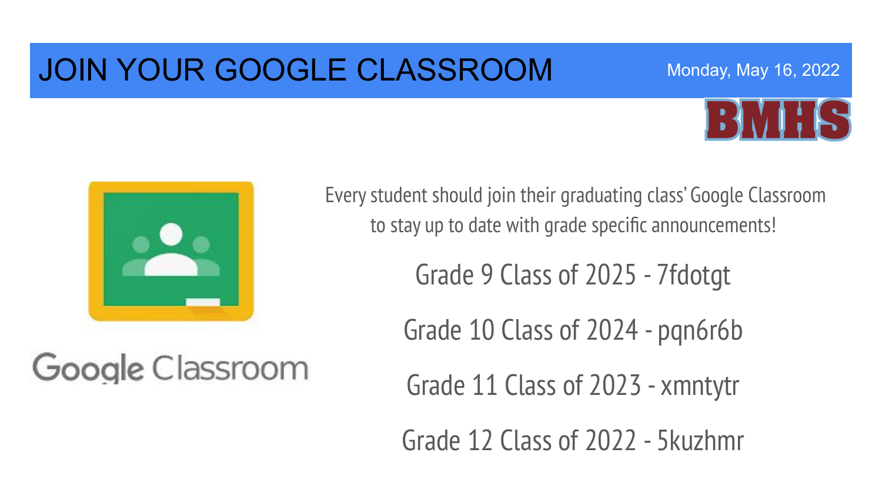# JOIN YOUR GOOGLE CLASSROOM

Monday, May 16, 2022

BMHS

Google Classroom

Every student should join their graduating class' Google Classroom to stay up to date with grade specific announcements!

Grade 9 Class of 2025 - 7fdotgt

Grade 10 Class of 2024 - pqn6r6b

Grade 11 Class of 2023 - xmntytr

Grade 12 Class of 2022 - 5kuzhmr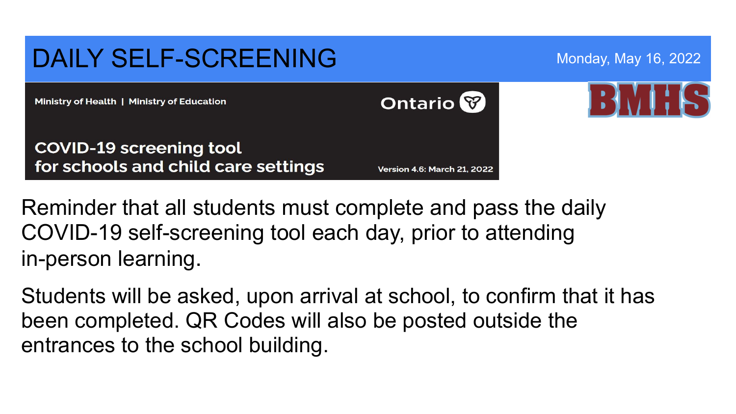# DAILY SELF-SCREENING

Monday, May 16, 2022

Ministry of Health | Ministry of Education

Ontario

**COVID-19 screening tool for schools and child care settings**

Version 4.6: March 21, 2022

BMHS

Reminder that all students must complete and pass the daily COVID-19 self-screening tool each day, prior to attending in-person learning.

Students will be asked, upon arrival at school, to confirm that it has been completed. QR Codes will also be posted outside the entrances to the school building.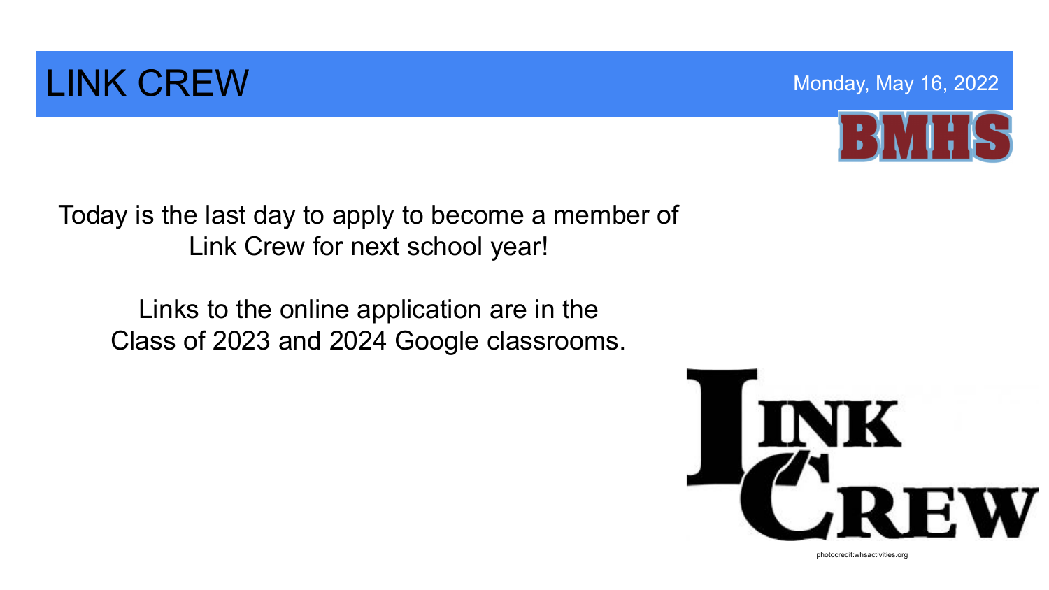# LINK CREW

Monday, May 16, 2022

BMHS

Today is the last day to apply to become a member of Link Crew for next school year!

Links to the online application are in the Class of 2023 and 2024 Google classrooms.

LINK CREW

photocredit:whsactivities.org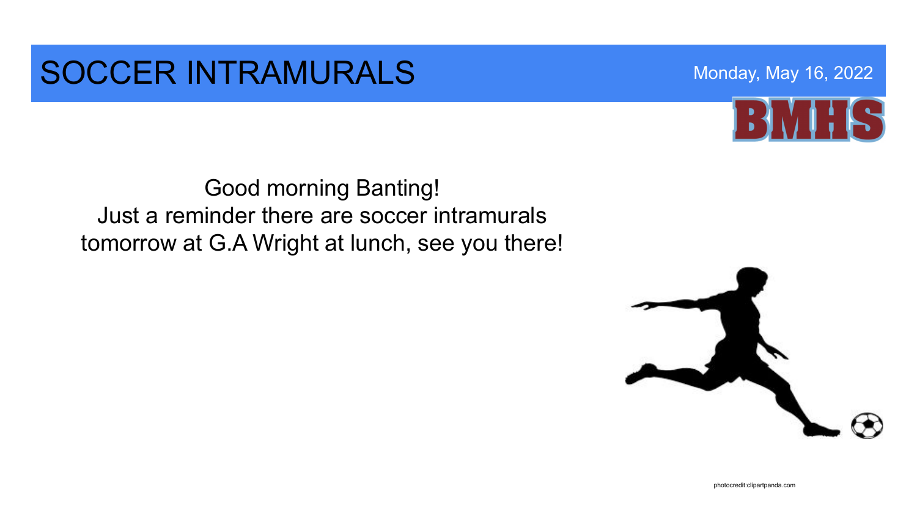# SOCCER INTRAMURALS

Monday, May 16, 2022

BMHS

Good morning Banting!
Just a reminder there are soccer intramurals tomorrow at G.A Wright at lunch, see you there!

photocredit:clipartpanda.com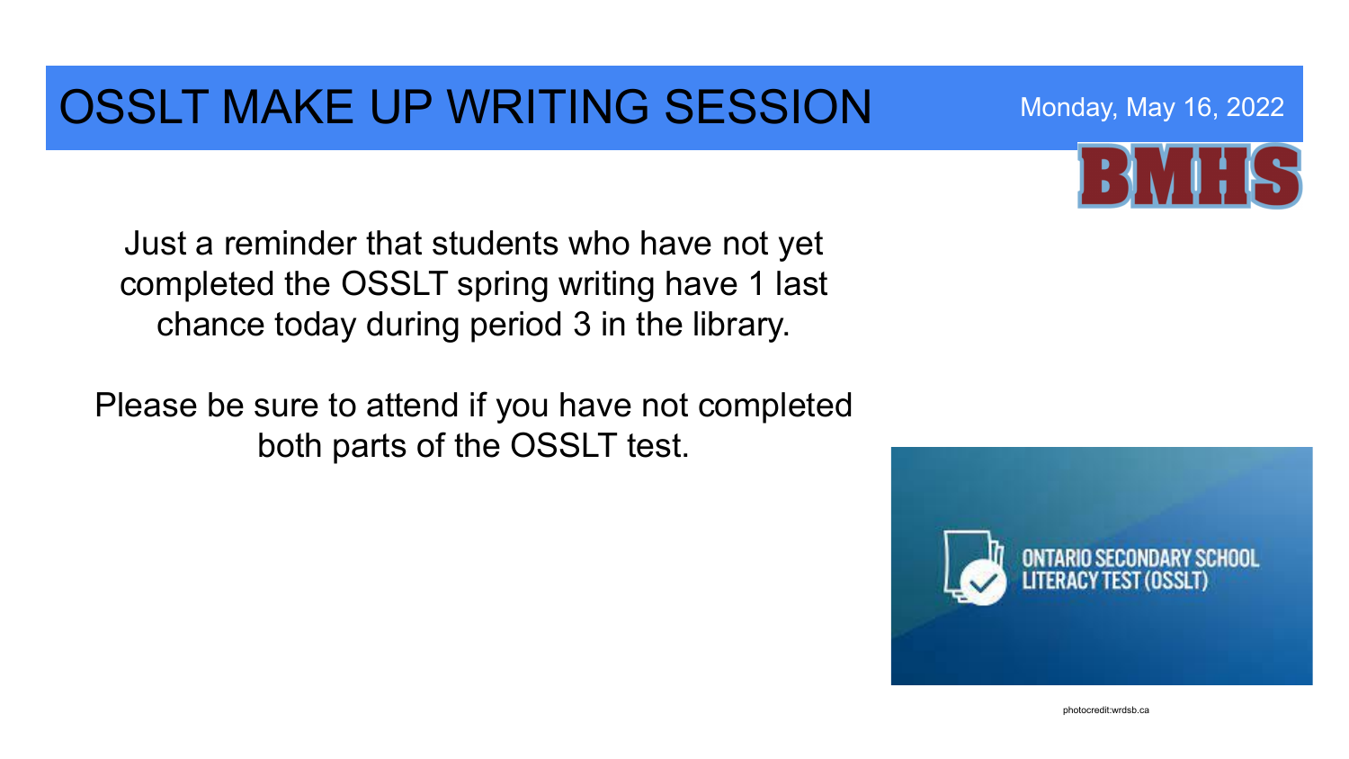# OSSLT MAKE UP WRITING SESSION

Monday, May 16, 2022

BMHS

Just a reminder that students who have not yet completed the OSSLT spring writing have 1 last chance today during period 3 in the library.

Please be sure to attend if you have not completed both parts of the OSSLT test.

ONTARIO SECONDARY SCHOOL LITERACY TEST (OSSLT)

photocredit:wrdsb.ca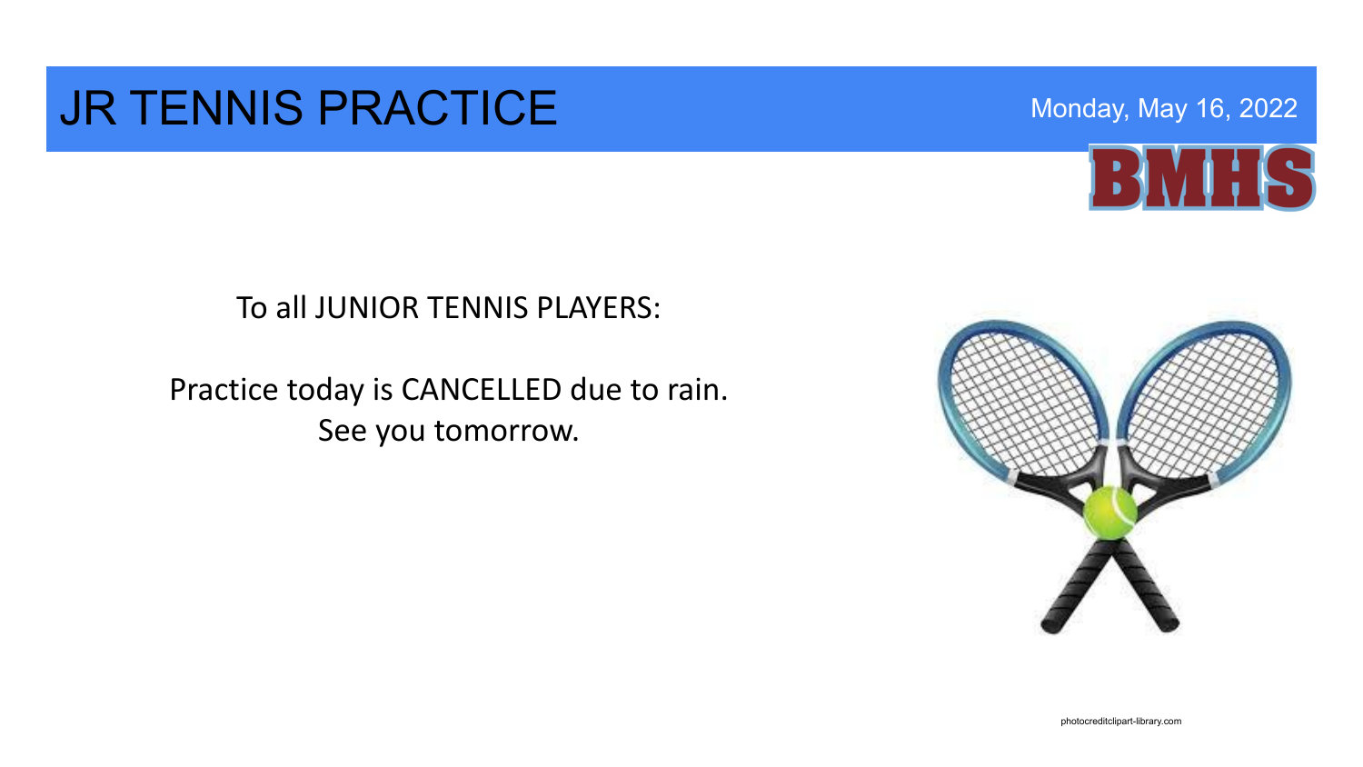# JR TENNIS PRACTICE

Monday, May 16, 2022

BMHS

To all JUNIOR TENNIS PLAYERS:

Practice today is CANCELLED due to rain.
See you tomorrow.

photocreditclipart-library.com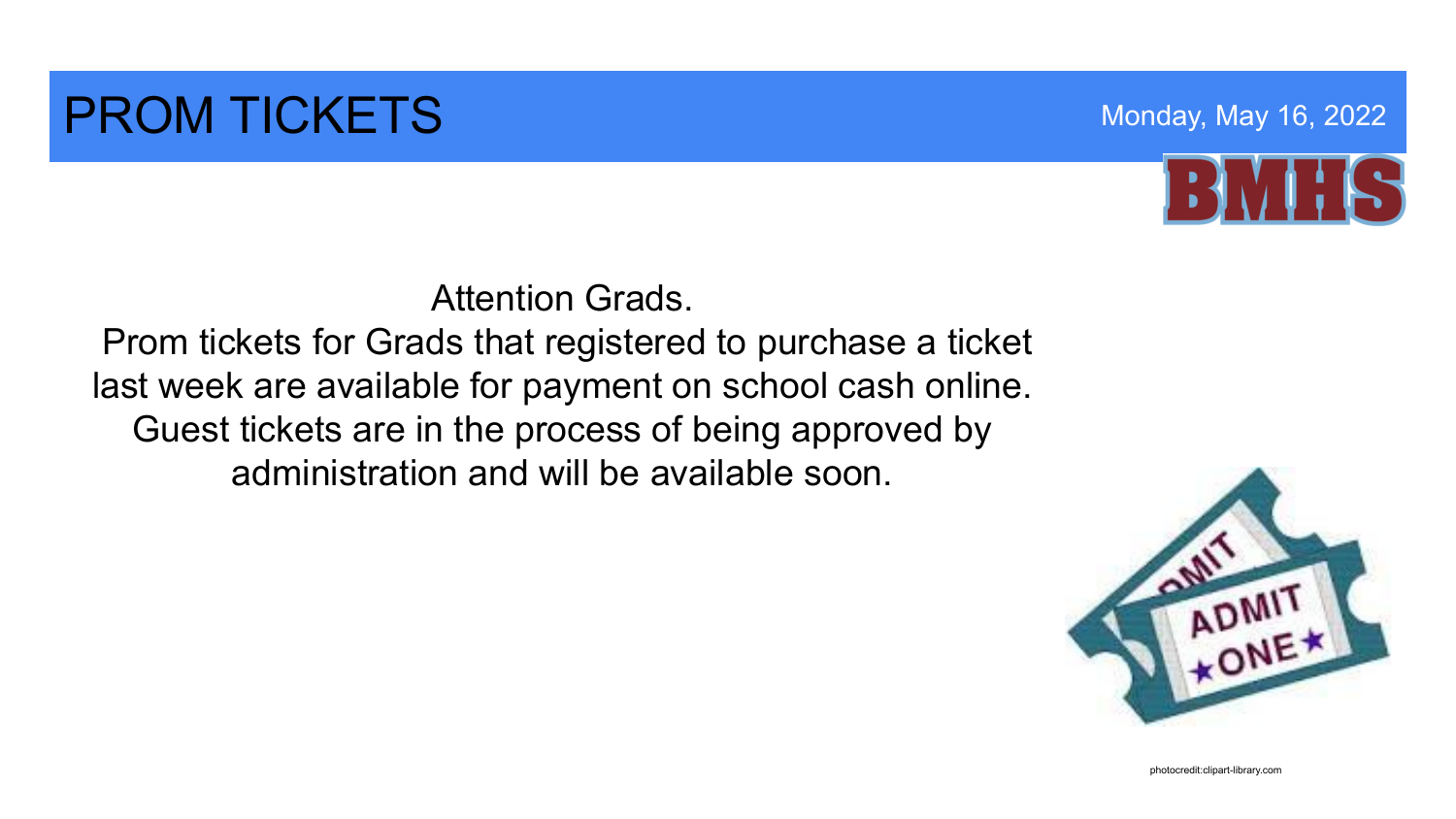# PROM TICKETS

Monday, May 16, 2022

BMHS

Attention Grads.

Prom tickets for Grads that registered to purchase a ticket last week are available for payment on school cash online. Guest tickets are in the process of being approved by administration and will be available soon.

photocredit:clipart-library.com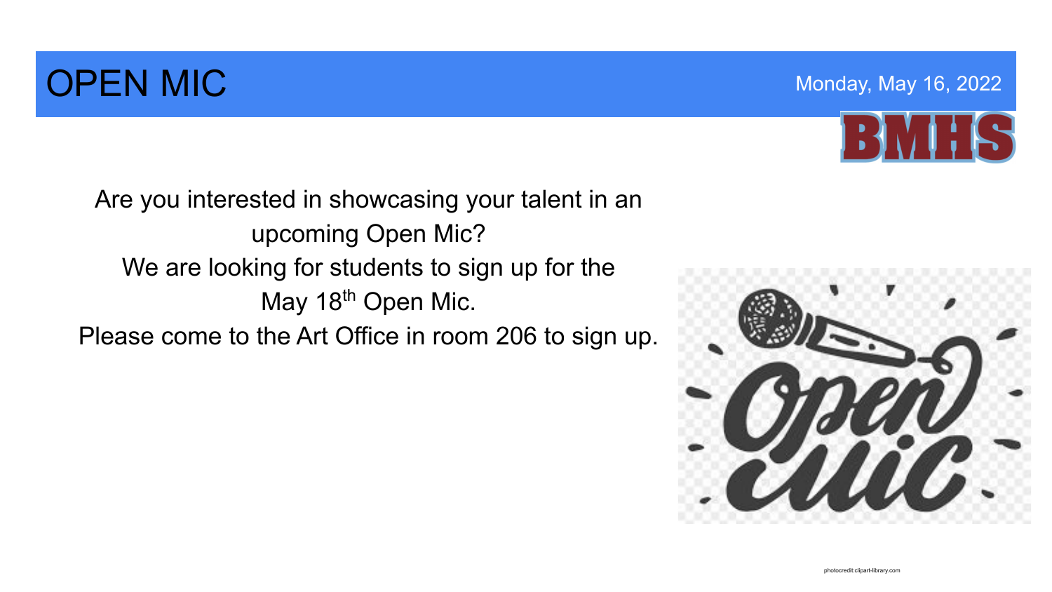# OPEN MIC

Monday, May 16, 2022

BMHS

Are you interested in showcasing your talent in an upcoming Open Mic?

We are looking for students to sign up for the May 18th Open Mic.

Please come to the Art Office in room 206 to sign up.

photocredit:clipart-library.com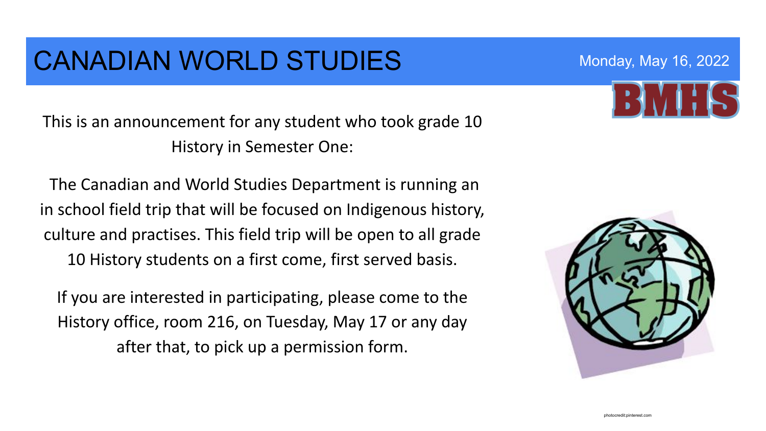# CANADIAN WORLD STUDIES

Monday, May 16, 2022

BMHS

This is an announcement for any student who took grade 10 History in Semester One:

The Canadian and World Studies Department is running an in school field trip that will be focused on Indigenous history, culture and practises. This field trip will be open to all grade 10 History students on a first come, first served basis.

If you are interested in participating, please come to the History office, room 216, on Tuesday, May 17 or any day after that, to pick up a permission form.

photocredit:pinterest.com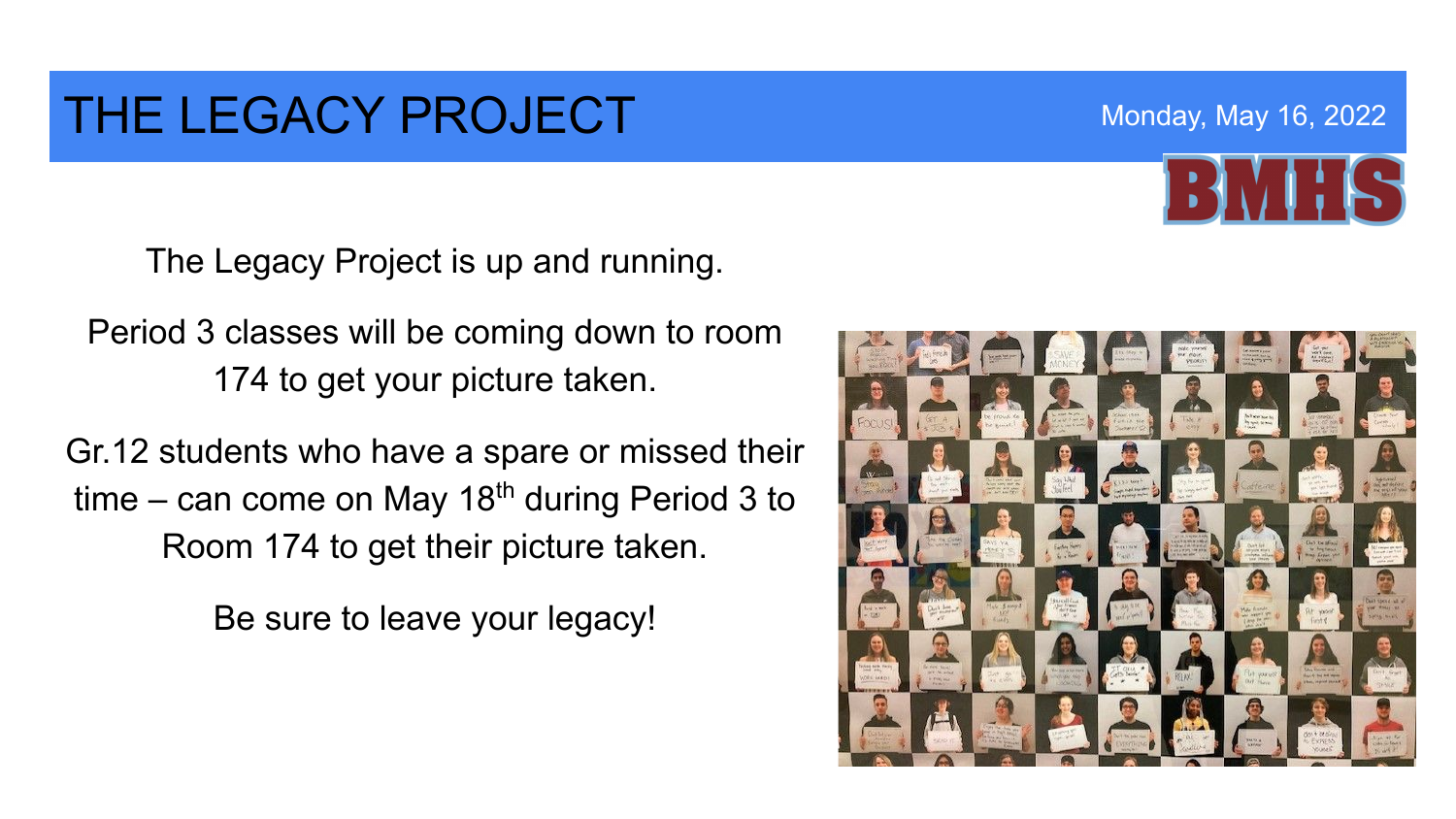# THE LEGACY PROJECT

Monday, May 16, 2022

BMHS

The Legacy Project is up and running.

Period 3 classes will be coming down to room 174 to get your picture taken.

Gr.12 students who have a spare or missed their time – can come on May 18th during Period 3 to Room 174 to get their picture taken.

Be sure to leave your legacy!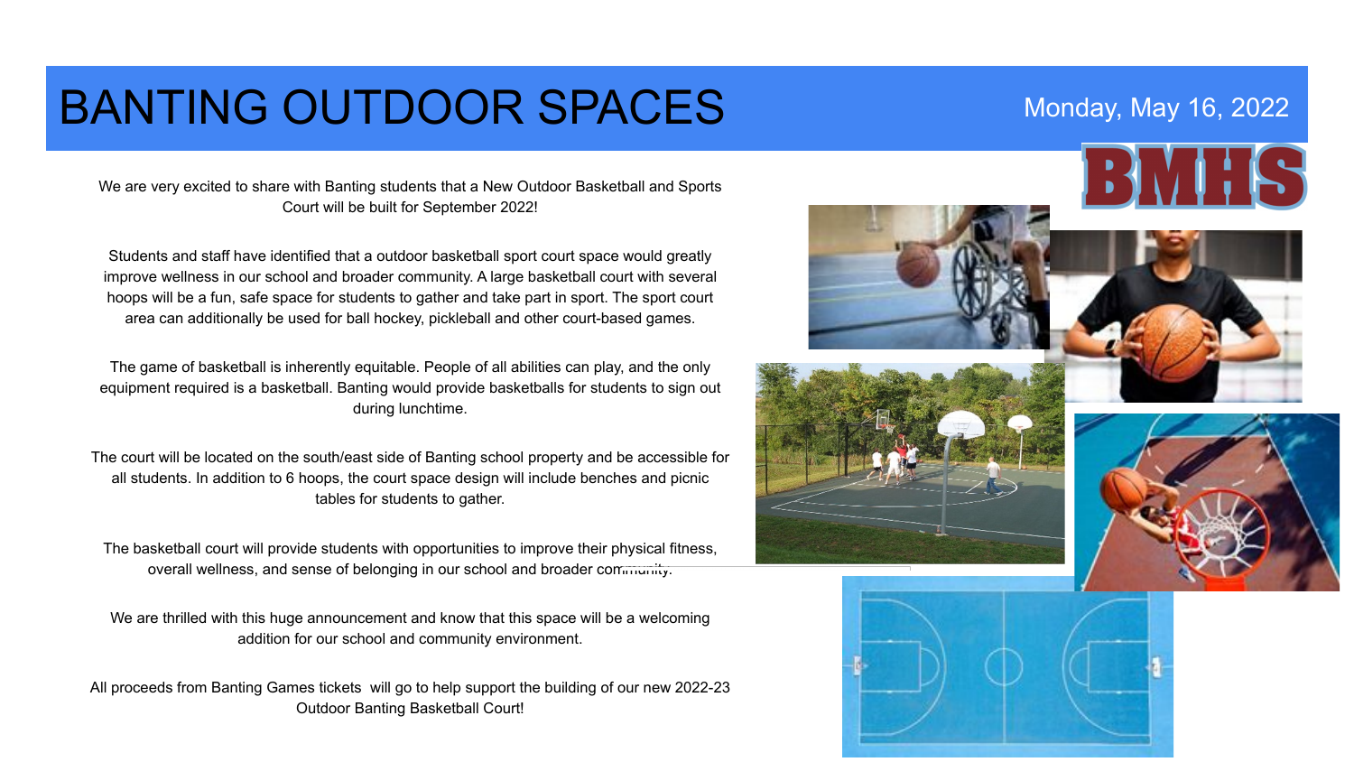# BANTING OUTDOOR SPACES

Monday, May 16, 2022

BMHS

We are very excited to share with Banting students that a New Outdoor Basketball and Sports Court will be built for September 2022!

Students and staff have identified that a outdoor basketball sport court space would greatly improve wellness in our school and broader community. A large basketball court with several hoops will be a fun, safe space for students to gather and take part in sport. The sport court area can additionally be used for ball hockey, pickleball and other court-based games.

The game of basketball is inherently equitable. People of all abilities can play, and the only equipment required is a basketball. Banting would provide basketballs for students to sign out during lunchtime.

The court will be located on the south/east side of Banting school property and be accessible for all students. In addition to 6 hoops, the court space design will include benches and picnic tables for students to gather.

The basketball court will provide students with opportunities to improve their physical fitness, overall wellness, and sense of belonging in our school and broader community.

We are thrilled with this huge announcement and know that this space will be a welcoming addition for our school and community environment.

All proceeds from Banting Games tickets will go to help support the building of our new 2022-23 Outdoor Banting Basketball Court!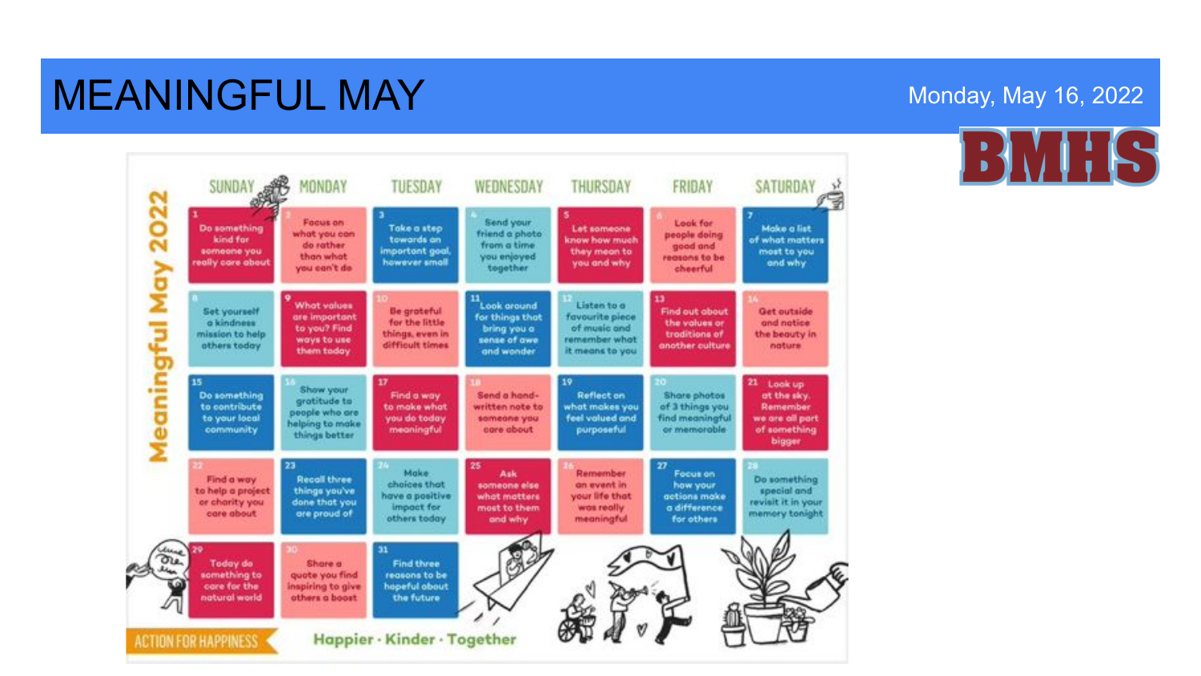# MEANINGFUL MAY

Monday, May 16, 2022

BMHS

## Meaningful May 2022

| SUNDAY | MONDAY | TUESDAY | WEDNESDAY | THURSDAY | FRIDAY | SATURDAY |
|---|---|---|---|---|---|---|
| 1 Do something kind for someone you really care about | 2 Focus on what you can do rather than what you can't do | 3 Take a step towards an important goal, however small | 4 Send your friend a photo from a time you enjoyed together | 5 Let someone know how much they mean to you and why | 6 Look for people doing good and reasons to be cheerful | 7 Make a list of what matters most to you and why |
| 8 Set yourself a kindness mission to help others today | 9 What values are important to you? Find ways to use them today | 10 Be grateful for the little things, even in difficult times | 11 Look around for things that bring you a sense of awe and wonder | 12 Listen to a favourite piece of music and remember what it means to you | 13 Find out about the values or traditions of another culture | 14 Get outside and notice the beauty in nature |
| 15 Do something to contribute to your local community | 16 Show your gratitude to people who are helping to make things better | 17 Find a way to make what you do today meaningful | 18 Send a hand-written note to someone you care about | 19 Reflect on what makes you feel valued and purposeful | 20 Share photos of 3 things you find meaningful or memorable | 21 Look up at the sky. Remember we are all part of something bigger |
| 22 Find a way to help a project or charity you care about | 23 Recall three things you've done that you are proud of | 24 Make choices that have a positive impact for others today | 25 Ask someone else what matters most to them and why | 26 Remember an event in your life that was really meaningful | 27 Focus on how your actions make a difference for others | 28 Do something special and revisit it in your memory tonight |
| 29 Today do something to care for the natural world | 30 Share a quote you find inspiring to give others a boost | 31 Find three reasons to be hopeful about the future | | | | |

ACTION FOR HAPPINESS

Happier · Kinder · Together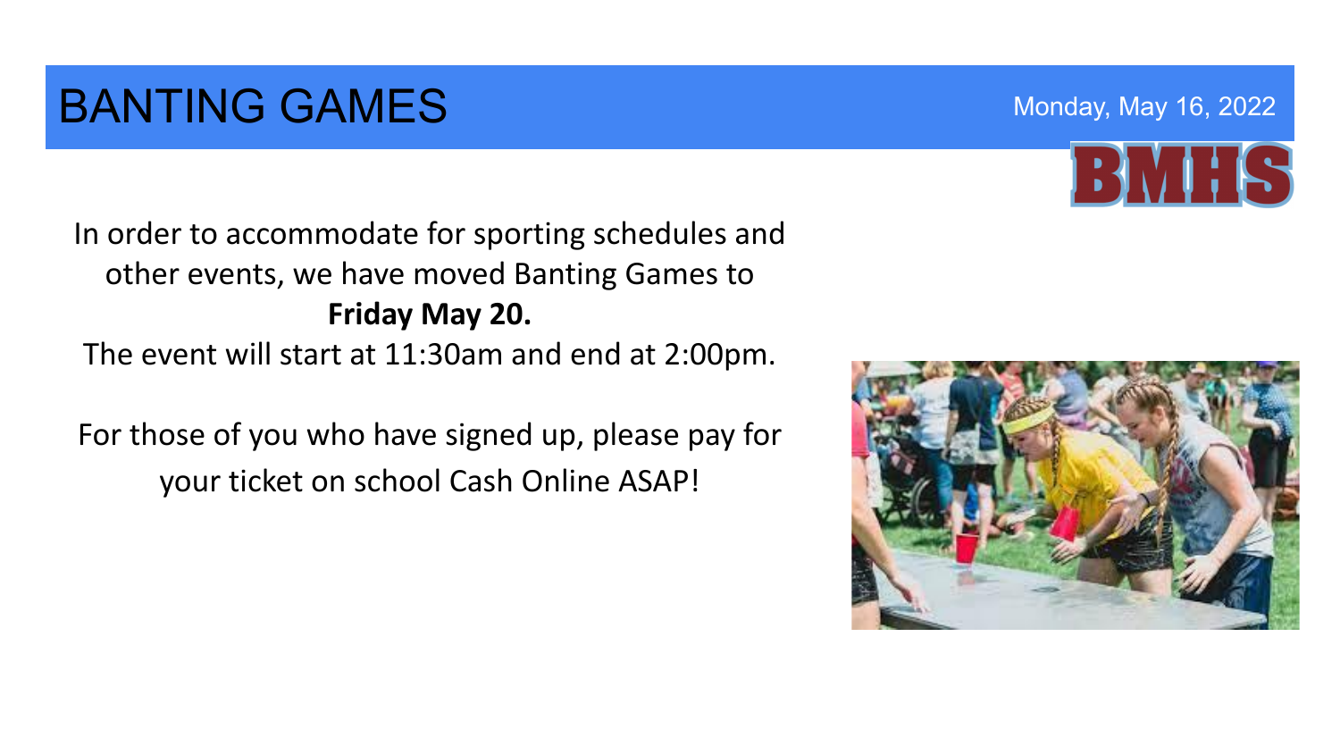# BANTING GAMES

Monday, May 16, 2022

BMHS

In order to accommodate for sporting schedules and other events, we have moved Banting Games to **Friday May 20.**

The event will start at 11:30am and end at 2:00pm.

For those of you who have signed up, please pay for your ticket on school Cash Online ASAP!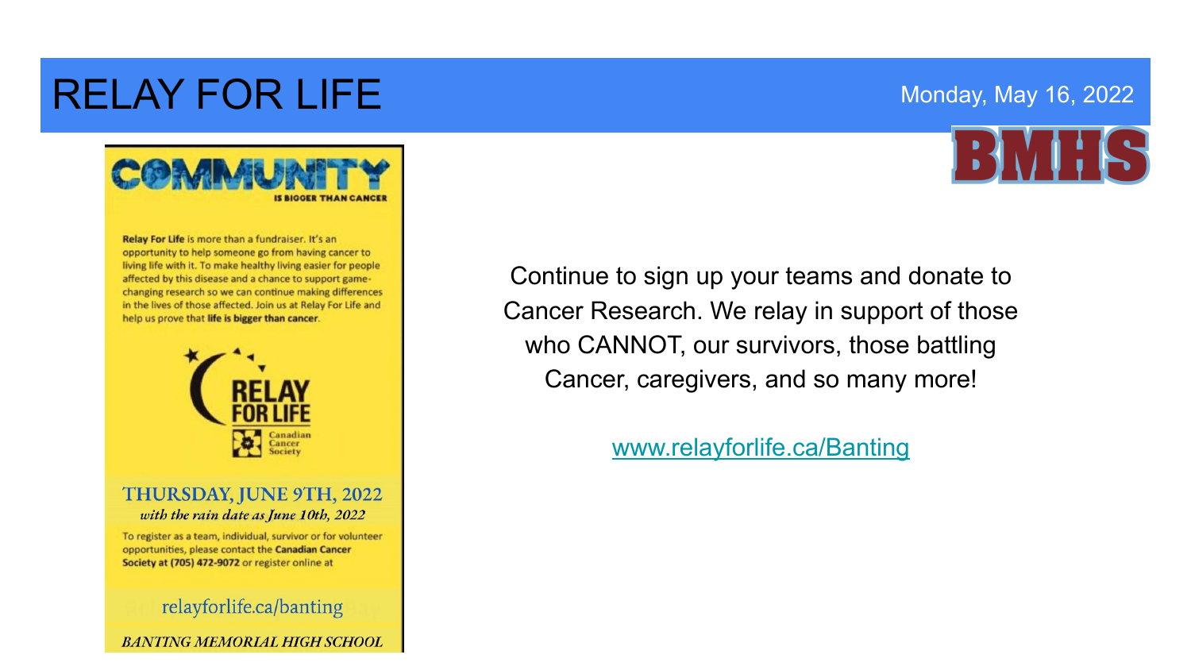# RELAY FOR LIFE

Monday, May 16, 2022

BMHS

**COMMUNITY**

IS BIGGER THAN CANCER

**Relay For Life** is more than a fundraiser. It's an opportunity to help someone go from having cancer to living life with it. To make healthy living easier for people affected by this disease and a chance to support game-changing research so we can continue making differences in the lives of those affected. Join us at Relay For Life and help us prove that **life is bigger than cancer**.

RELAY FOR LIFE

Canadian Cancer Society

**THURSDAY, JUNE 9TH, 2022**

*with the rain date as June 10th, 2022*

To register as a team, individual, survivor or for volunteer opportunities, please contact the **Canadian Cancer Society at (705) 472-9072** or register online at

relayforlife.ca/banting

*BANTING MEMORIAL HIGH SCHOOL*

Continue to sign up your teams and donate to Cancer Research. We relay in support of those who CANNOT, our survivors, those battling Cancer, caregivers, and so many more!

[www.relayforlife.ca/Banting](http://www.relayforlife.ca/Banting)